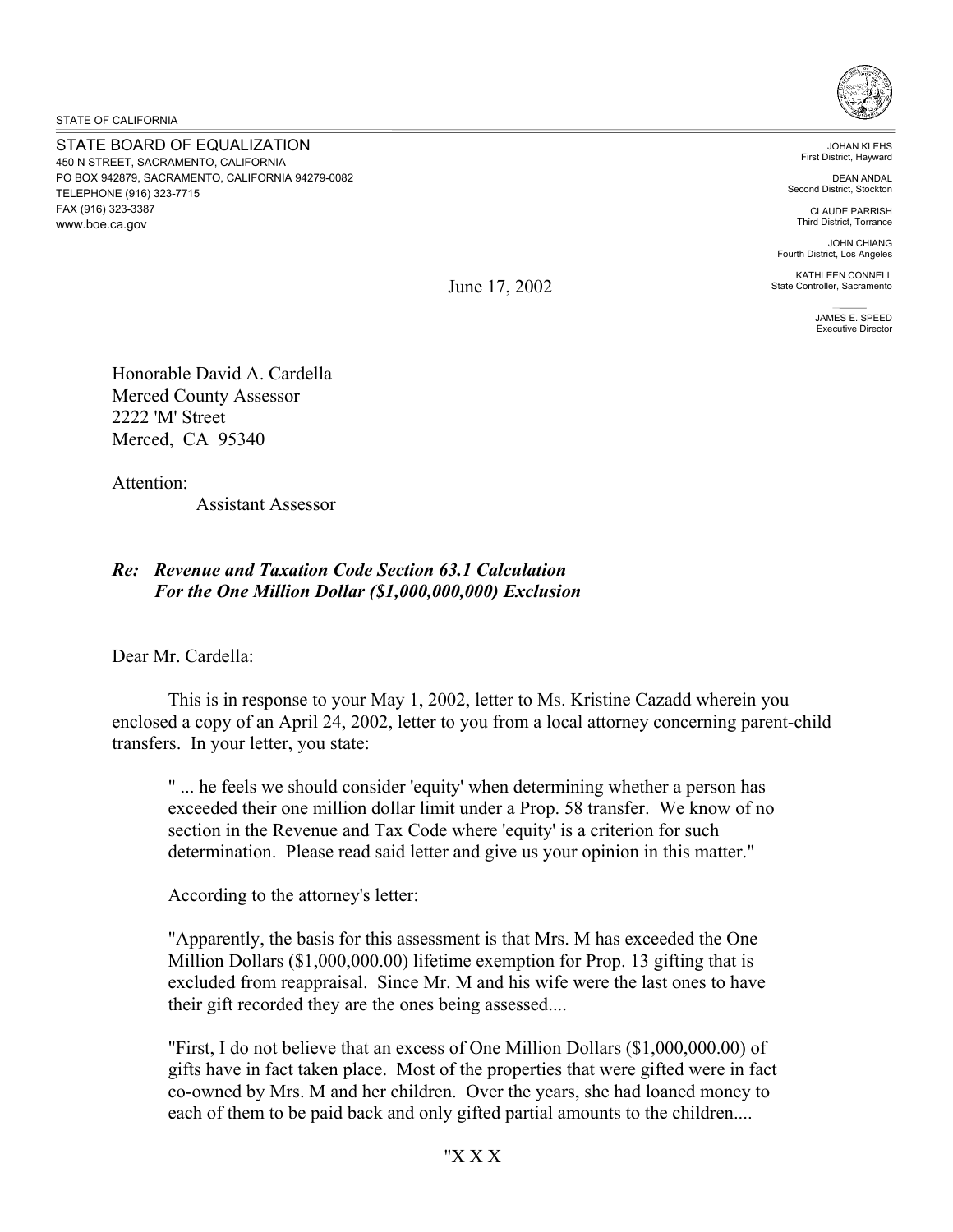STATE OF CALIFORNIA

STATE BOARD OF EQUALIZATION
450 N STREET, SACRAMENTO, CALIFORNIA
PO BOX 942879, SACRAMENTO, CALIFORNIA 94279-0082
TELEPHONE (916) 323-7715
FAX (916) 323-3387
www.boe.ca.gov

JOHAN KLEHS
First District, Hayward

DEAN ANDAL
Second District, Stockton

CLAUDE PARRISH
Third District, Torrance

JOHN CHIANG
Fourth District, Los Angeles

KATHLEEN CONNELL
State Controller, Sacramento

JAMES E. SPEED
Executive Director

June 17, 2002

Honorable David A. Cardella
Merced County Assessor
2222 'M' Street
Merced, CA 95340

Attention:
Assistant Assessor

***Re: Revenue and Taxation Code Section 63.1 Calculation For the One Million Dollar ($1,000,000,000) Exclusion***

Dear Mr. Cardella:

This is in response to your May 1, 2002, letter to Ms. Kristine Cazadd wherein you enclosed a copy of an April 24, 2002, letter to you from a local attorney concerning parent-child transfers. In your letter, you state:

> " ... he feels we should consider 'equity' when determining whether a person has exceeded their one million dollar limit under a Prop. 58 transfer. We know of no section in the Revenue and Tax Code where 'equity' is a criterion for such determination. Please read said letter and give us your opinion in this matter."

According to the attorney's letter:

> "Apparently, the basis for this assessment is that Mrs. M has exceeded the One Million Dollars ($1,000,000.00) lifetime exemption for Prop. 13 gifting that is excluded from reappraisal. Since Mr. M and his wife were the last ones to have their gift recorded they are the ones being assessed....
>
> "First, I do not believe that an excess of One Million Dollars ($1,000,000.00) of gifts have in fact taken place. Most of the properties that were gifted were in fact co-owned by Mrs. M and her children. Over the years, she had loaned money to each of them to be paid back and only gifted partial amounts to the children....
>
> "X X X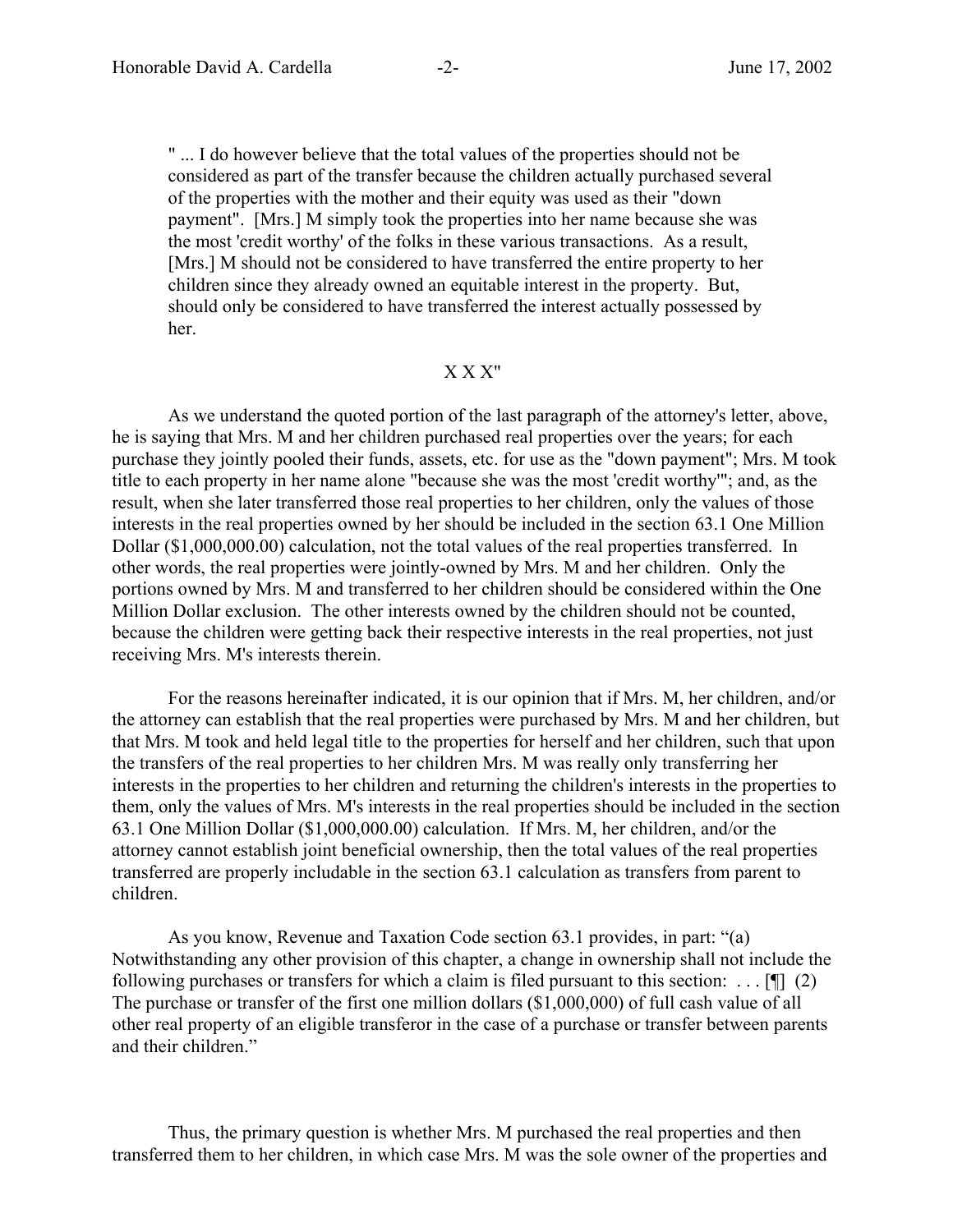> " ... I do however believe that the total values of the properties should not be considered as part of the transfer because the children actually purchased several of the properties with the mother and their equity was used as their "down payment". [Mrs.] M simply took the properties into her name because she was the most 'credit worthy' of the folks in these various transactions. As a result, [Mrs.] M should not be considered to have transferred the entire property to her children since they already owned an equitable interest in the property. But, should only be considered to have transferred the interest actually possessed by her.
>
> X X X"

As we understand the quoted portion of the last paragraph of the attorney's letter, above, he is saying that Mrs. M and her children purchased real properties over the years; for each purchase they jointly pooled their funds, assets, etc. for use as the "down payment"; Mrs. M took title to each property in her name alone "because she was the most 'credit worthy'"; and, as the result, when she later transferred those real properties to her children, only the values of those interests in the real properties owned by her should be included in the section 63.1 One Million Dollar ($1,000,000.00) calculation, not the total values of the real properties transferred. In other words, the real properties were jointly-owned by Mrs. M and her children. Only the portions owned by Mrs. M and transferred to her children should be considered within the One Million Dollar exclusion. The other interests owned by the children should not be counted, because the children were getting back their respective interests in the real properties, not just receiving Mrs. M's interests therein.

For the reasons hereinafter indicated, it is our opinion that if Mrs. M, her children, and/or the attorney can establish that the real properties were purchased by Mrs. M and her children, but that Mrs. M took and held legal title to the properties for herself and her children, such that upon the transfers of the real properties to her children Mrs. M was really only transferring her interests in the properties to her children and returning the children's interests in the properties to them, only the values of Mrs. M's interests in the real properties should be included in the section 63.1 One Million Dollar ($1,000,000.00) calculation. If Mrs. M, her children, and/or the attorney cannot establish joint beneficial ownership, then the total values of the real properties transferred are properly includable in the section 63.1 calculation as transfers from parent to children.

As you know, Revenue and Taxation Code section 63.1 provides, in part: "(a) Notwithstanding any other provision of this chapter, a change in ownership shall not include the following purchases or transfers for which a claim is filed pursuant to this section: . . . [¶] (2) The purchase or transfer of the first one million dollars ($1,000,000) of full cash value of all other real property of an eligible transferor in the case of a purchase or transfer between parents and their children."

Thus, the primary question is whether Mrs. M purchased the real properties and then transferred them to her children, in which case Mrs. M was the sole owner of the properties and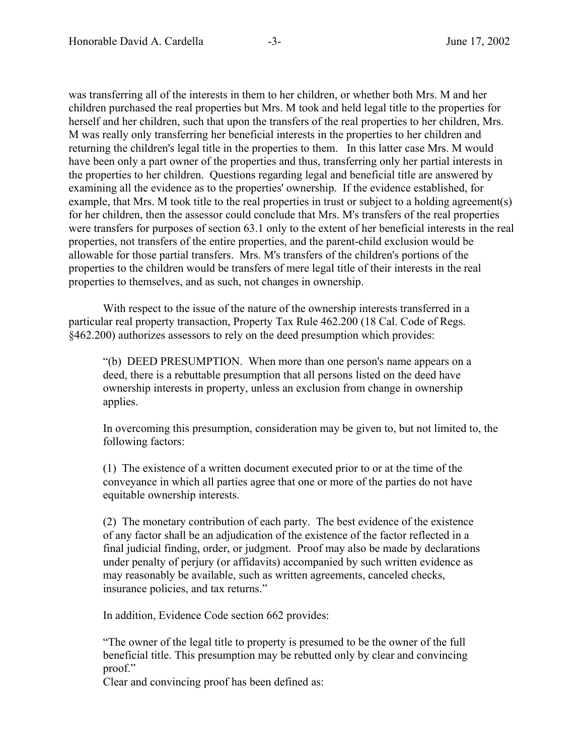was transferring all of the interests in them to her children, or whether both Mrs. M and her children purchased the real properties but Mrs. M took and held legal title to the properties for herself and her children, such that upon the transfers of the real properties to her children, Mrs. M was really only transferring her beneficial interests in the properties to her children and returning the children's legal title in the properties to them. In this latter case Mrs. M would have been only a part owner of the properties and thus, transferring only her partial interests in the properties to her children. Questions regarding legal and beneficial title are answered by examining all the evidence as to the properties' ownership. If the evidence established, for example, that Mrs. M took title to the real properties in trust or subject to a holding agreement(s) for her children, then the assessor could conclude that Mrs. M's transfers of the real properties were transfers for purposes of section 63.1 only to the extent of her beneficial interests in the real properties, not transfers of the entire properties, and the parent-child exclusion would be allowable for those partial transfers. Mrs. M's transfers of the children's portions of the properties to the children would be transfers of mere legal title of their interests in the real properties to themselves, and as such, not changes in ownership.

With respect to the issue of the nature of the ownership interests transferred in a particular real property transaction, Property Tax Rule 462.200 (18 Cal. Code of Regs. §462.200) authorizes assessors to rely on the deed presumption which provides:

> "(b) DEED PRESUMPTION. When more than one person's name appears on a deed, there is a rebuttable presumption that all persons listed on the deed have ownership interests in property, unless an exclusion from change in ownership applies.
>
> In overcoming this presumption, consideration may be given to, but not limited to, the following factors:
>
> (1) The existence of a written document executed prior to or at the time of the conveyance in which all parties agree that one or more of the parties do not have equitable ownership interests.
>
> (2) The monetary contribution of each party. The best evidence of the existence of any factor shall be an adjudication of the existence of the factor reflected in a final judicial finding, order, or judgment. Proof may also be made by declarations under penalty of perjury (or affidavits) accompanied by such written evidence as may reasonably be available, such as written agreements, canceled checks, insurance policies, and tax returns."

In addition, Evidence Code section 662 provides:

> "The owner of the legal title to property is presumed to be the owner of the full beneficial title. This presumption may be rebutted only by clear and convincing proof."

Clear and convincing proof has been defined as: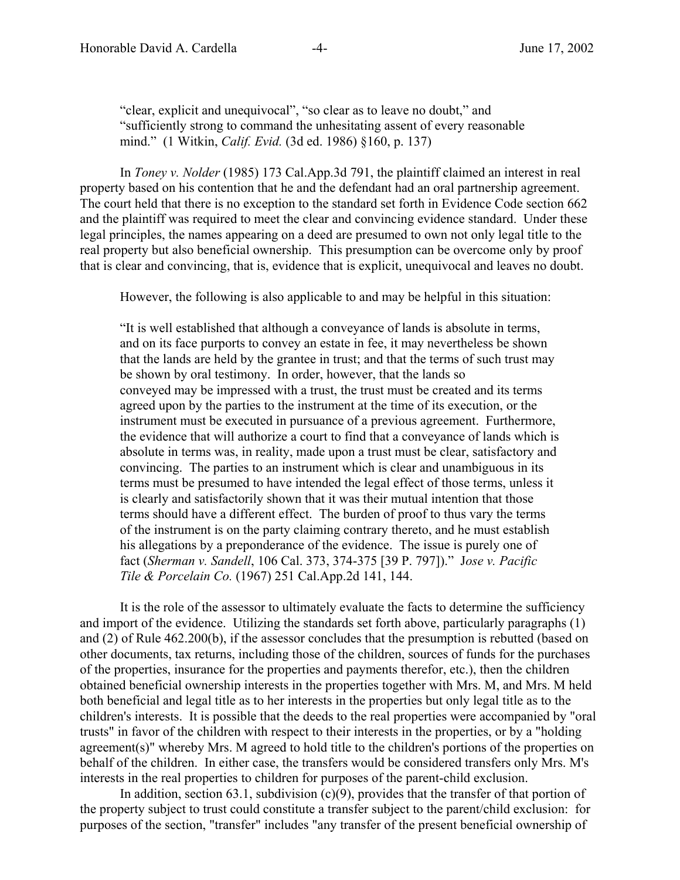> "clear, explicit and unequivocal", "so clear as to leave no doubt," and "sufficiently strong to command the unhesitating assent of every reasonable mind." (1 Witkin, *Calif. Evid.* (3d ed. 1986) §160, p. 137)

In *Toney v. Nolder* (1985) 173 Cal.App.3d 791, the plaintiff claimed an interest in real property based on his contention that he and the defendant had an oral partnership agreement. The court held that there is no exception to the standard set forth in Evidence Code section 662 and the plaintiff was required to meet the clear and convincing evidence standard. Under these legal principles, the names appearing on a deed are presumed to own not only legal title to the real property but also beneficial ownership. This presumption can be overcome only by proof that is clear and convincing, that is, evidence that is explicit, unequivocal and leaves no doubt.

However, the following is also applicable to and may be helpful in this situation:

> "It is well established that although a conveyance of lands is absolute in terms, and on its face purports to convey an estate in fee, it may nevertheless be shown that the lands are held by the grantee in trust; and that the terms of such trust may be shown by oral testimony. In order, however, that the lands so conveyed may be impressed with a trust, the trust must be created and its terms agreed upon by the parties to the instrument at the time of its execution, or the instrument must be executed in pursuance of a previous agreement. Furthermore, the evidence that will authorize a court to find that a conveyance of lands which is absolute in terms was, in reality, made upon a trust must be clear, satisfactory and convincing. The parties to an instrument which is clear and unambiguous in its terms must be presumed to have intended the legal effect of those terms, unless it is clearly and satisfactorily shown that it was their mutual intention that those terms should have a different effect. The burden of proof to thus vary the terms of the instrument is on the party claiming contrary thereto, and he must establish his allegations by a preponderance of the evidence. The issue is purely one of fact (*Sherman v. Sandell*, 106 Cal. 373, 374-375 [39 P. 797])." J*ose v. Pacific Tile & Porcelain Co.* (1967) 251 Cal.App.2d 141, 144.

It is the role of the assessor to ultimately evaluate the facts to determine the sufficiency and import of the evidence. Utilizing the standards set forth above, particularly paragraphs (1) and (2) of Rule 462.200(b), if the assessor concludes that the presumption is rebutted (based on other documents, tax returns, including those of the children, sources of funds for the purchases of the properties, insurance for the properties and payments therefor, etc.), then the children obtained beneficial ownership interests in the properties together with Mrs. M, and Mrs. M held both beneficial and legal title as to her interests in the properties but only legal title as to the children's interests. It is possible that the deeds to the real properties were accompanied by "oral trusts" in favor of the children with respect to their interests in the properties, or by a "holding agreement(s)" whereby Mrs. M agreed to hold title to the children's portions of the properties on behalf of the children. In either case, the transfers would be considered transfers only Mrs. M's interests in the real properties to children for purposes of the parent-child exclusion.

In addition, section 63.1, subdivision (c)(9), provides that the transfer of that portion of the property subject to trust could constitute a transfer subject to the parent/child exclusion: for purposes of the section, "transfer" includes "any transfer of the present beneficial ownership of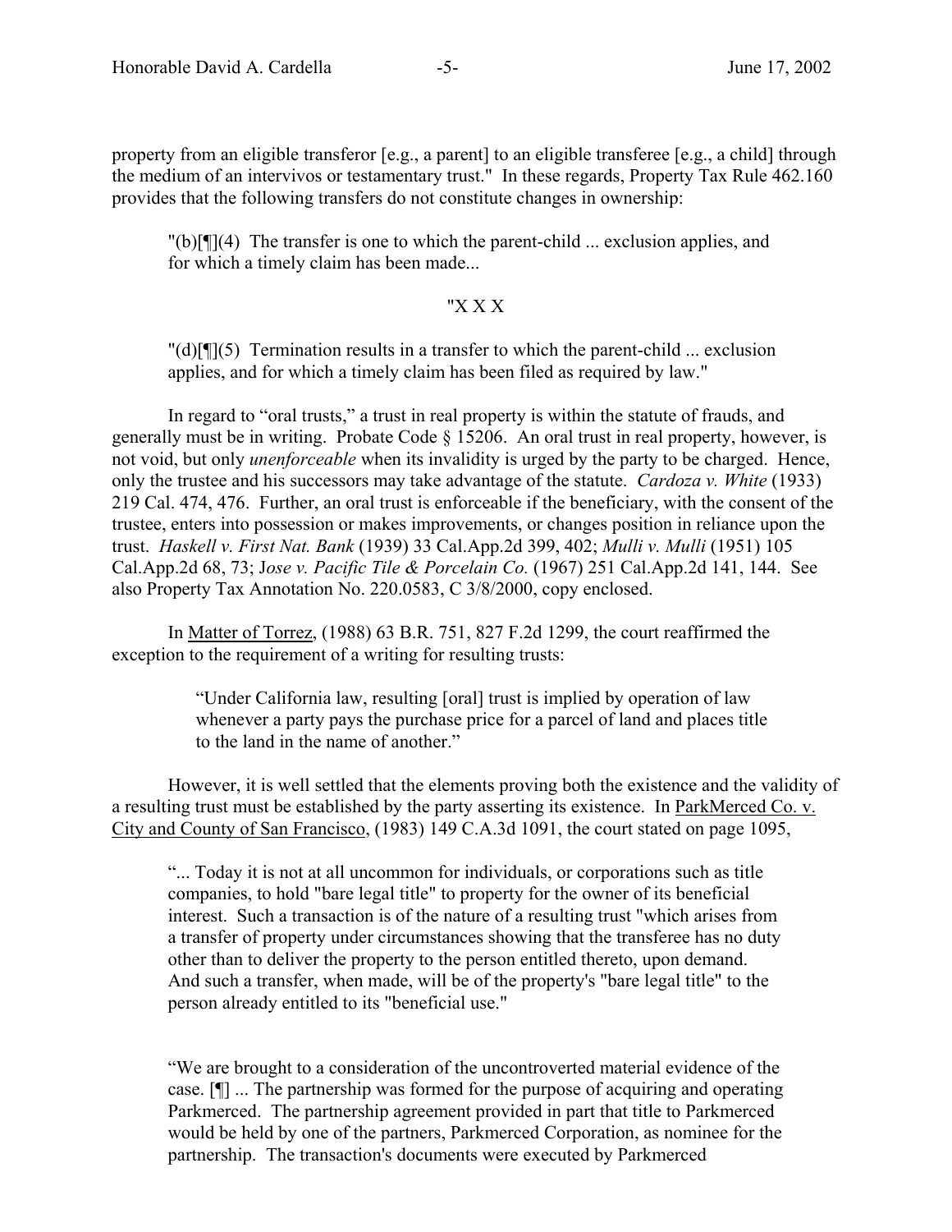property from an eligible transferor [e.g., a parent] to an eligible transferee [e.g., a child] through the medium of an intervivos or testamentary trust." In these regards, Property Tax Rule 462.160 provides that the following transfers do not constitute changes in ownership:

> "(b)[¶](4) The transfer is one to which the parent-child ... exclusion applies, and for which a timely claim has been made...
>
> "X X X
>
> "(d)[¶](5) Termination results in a transfer to which the parent-child ... exclusion applies, and for which a timely claim has been filed as required by law."

In regard to "oral trusts," a trust in real property is within the statute of frauds, and generally must be in writing. Probate Code § 15206. An oral trust in real property, however, is not void, but only *unenforceable* when its invalidity is urged by the party to be charged. Hence, only the trustee and his successors may take advantage of the statute. *Cardoza v. White* (1933) 219 Cal. 474, 476. Further, an oral trust is enforceable if the beneficiary, with the consent of the trustee, enters into possession or makes improvements, or changes position in reliance upon the trust. *Haskell v. First Nat. Bank* (1939) 33 Cal.App.2d 399, 402; *Mulli v. Mulli* (1951) 105 Cal.App.2d 68, 73; J*ose v. Pacific Tile & Porcelain Co.* (1967) 251 Cal.App.2d 141, 144. See also Property Tax Annotation No. 220.0583, C 3/8/2000, copy enclosed.

In Matter of Torrez, (1988) 63 B.R. 751, 827 F.2d 1299, the court reaffirmed the exception to the requirement of a writing for resulting trusts:

> "Under California law, resulting [oral] trust is implied by operation of law whenever a party pays the purchase price for a parcel of land and places title to the land in the name of another."

However, it is well settled that the elements proving both the existence and the validity of a resulting trust must be established by the party asserting its existence. In ParkMerced Co. v. City and County of San Francisco, (1983) 149 C.A.3d 1091, the court stated on page 1095,

> "... Today it is not at all uncommon for individuals, or corporations such as title companies, to hold "bare legal title" to property for the owner of its beneficial interest. Such a transaction is of the nature of a resulting trust "which arises from a transfer of property under circumstances showing that the transferee has no duty other than to deliver the property to the person entitled thereto, upon demand. And such a transfer, when made, will be of the property's "bare legal title" to the person already entitled to its "beneficial use."
>
> "We are brought to a consideration of the uncontroverted material evidence of the case. [¶] ... The partnership was formed for the purpose of acquiring and operating Parkmerced. The partnership agreement provided in part that title to Parkmerced would be held by one of the partners, Parkmerced Corporation, as nominee for the partnership. The transaction's documents were executed by Parkmerced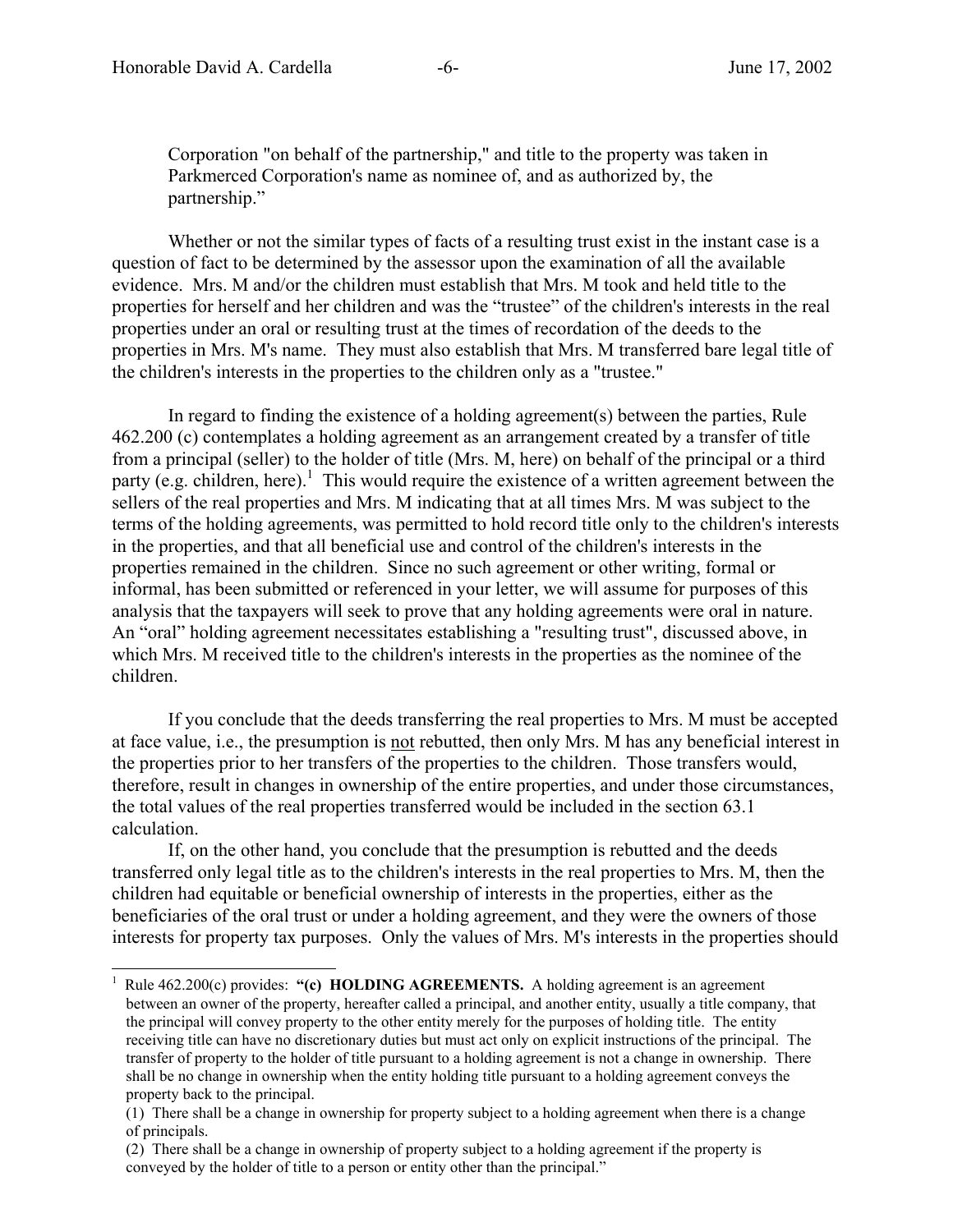Corporation "on behalf of the partnership," and title to the property was taken in Parkmerced Corporation's name as nominee of, and as authorized by, the partnership."

Whether or not the similar types of facts of a resulting trust exist in the instant case is a question of fact to be determined by the assessor upon the examination of all the available evidence. Mrs. M and/or the children must establish that Mrs. M took and held title to the properties for herself and her children and was the "trustee" of the children's interests in the real properties under an oral or resulting trust at the times of recordation of the deeds to the properties in Mrs. M's name. They must also establish that Mrs. M transferred bare legal title of the children's interests in the properties to the children only as a "trustee."

In regard to finding the existence of a holding agreement(s) between the parties, Rule 462.200 (c) contemplates a holding agreement as an arrangement created by a transfer of title from a principal (seller) to the holder of title (Mrs. M, here) on behalf of the principal or a third party (e.g. children, here).[1] This would require the existence of a written agreement between the sellers of the real properties and Mrs. M indicating that at all times Mrs. M was subject to the terms of the holding agreements, was permitted to hold record title only to the children's interests in the properties, and that all beneficial use and control of the children's interests in the properties remained in the children. Since no such agreement or other writing, formal or informal, has been submitted or referenced in your letter, we will assume for purposes of this analysis that the taxpayers will seek to prove that any holding agreements were oral in nature. An "oral" holding agreement necessitates establishing a "resulting trust", discussed above, in which Mrs. M received title to the children's interests in the properties as the nominee of the children.

If you conclude that the deeds transferring the real properties to Mrs. M must be accepted at face value, i.e., the presumption is <u>not</u> rebutted, then only Mrs. M has any beneficial interest in the properties prior to her transfers of the properties to the children. Those transfers would, therefore, result in changes in ownership of the entire properties, and under those circumstances, the total values of the real properties transferred would be included in the section 63.1 calculation.

If, on the other hand, you conclude that the presumption is rebutted and the deeds transferred only legal title as to the children's interests in the real properties to Mrs. M, then the children had equitable or beneficial ownership of interests in the properties, either as the beneficiaries of the oral trust or under a holding agreement, and they were the owners of those interests for property tax purposes. Only the values of Mrs. M's interests in the properties should

---

[1] Rule 462.200(c) provides: **"(c) HOLDING AGREEMENTS.** A holding agreement is an agreement between an owner of the property, hereafter called a principal, and another entity, usually a title company, that the principal will convey property to the other entity merely for the purposes of holding title. The entity receiving title can have no discretionary duties but must act only on explicit instructions of the principal. The transfer of property to the holder of title pursuant to a holding agreement is not a change in ownership. There shall be no change in ownership when the entity holding title pursuant to a holding agreement conveys the property back to the principal.

(1) There shall be a change in ownership for property subject to a holding agreement when there is a change of principals.

(2) There shall be a change in ownership of property subject to a holding agreement if the property is conveyed by the holder of title to a person or entity other than the principal."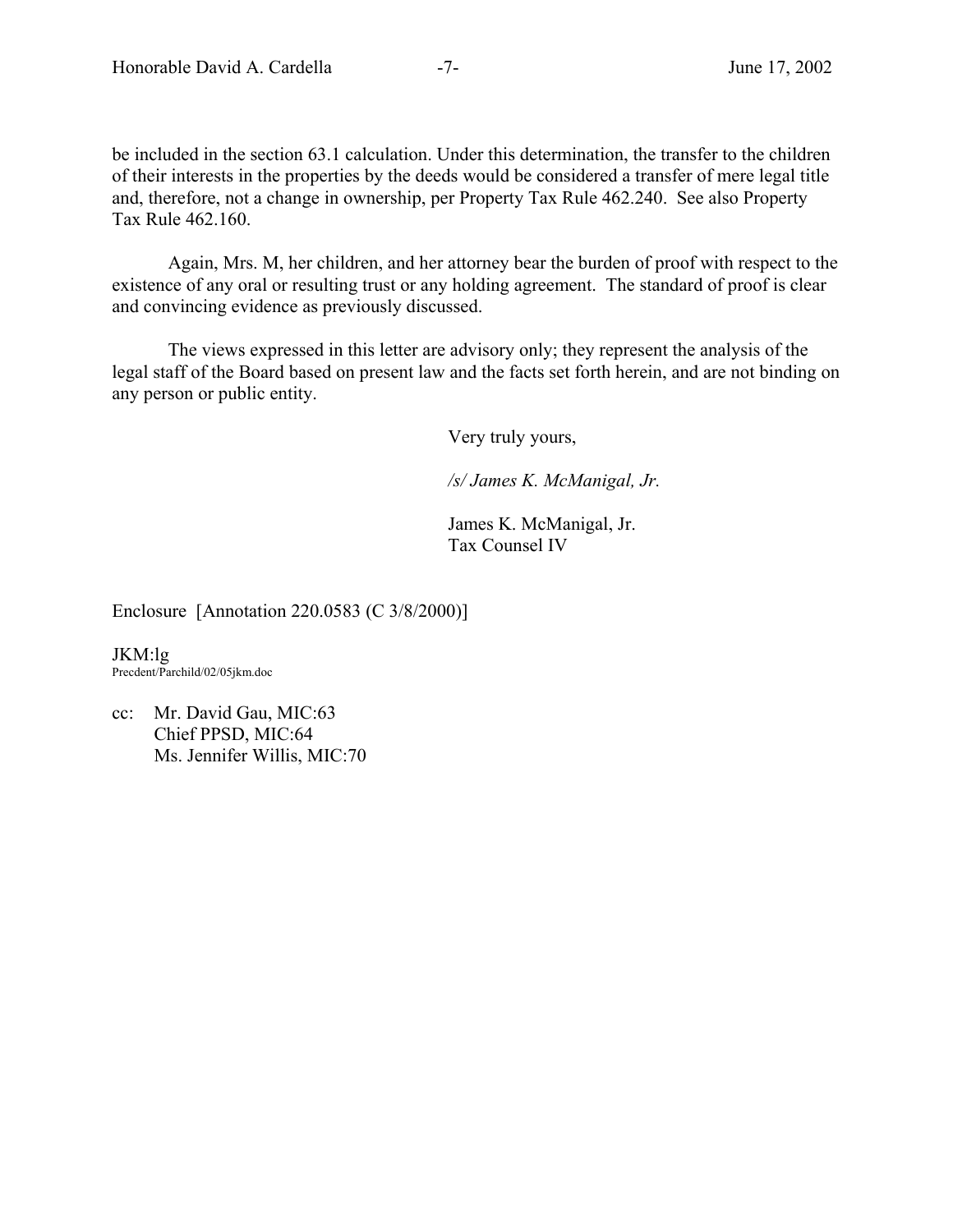be included in the section 63.1 calculation. Under this determination, the transfer to the children of their interests in the properties by the deeds would be considered a transfer of mere legal title and, therefore, not a change in ownership, per Property Tax Rule 462.240. See also Property Tax Rule 462.160.

Again, Mrs. M, her children, and her attorney bear the burden of proof with respect to the existence of any oral or resulting trust or any holding agreement. The standard of proof is clear and convincing evidence as previously discussed.

The views expressed in this letter are advisory only; they represent the analysis of the legal staff of the Board based on present law and the facts set forth herein, and are not binding on any person or public entity.

Very truly yours,

*/s/ James K. McManigal, Jr.*

James K. McManigal, Jr.
Tax Counsel IV

Enclosure [Annotation 220.0583 (C 3/8/2000)]

JKM:lg
Precdent/Parchild/02/05jkm.doc

cc: Mr. David Gau, MIC:63
Chief PPSD, MIC:64
Ms. Jennifer Willis, MIC:70